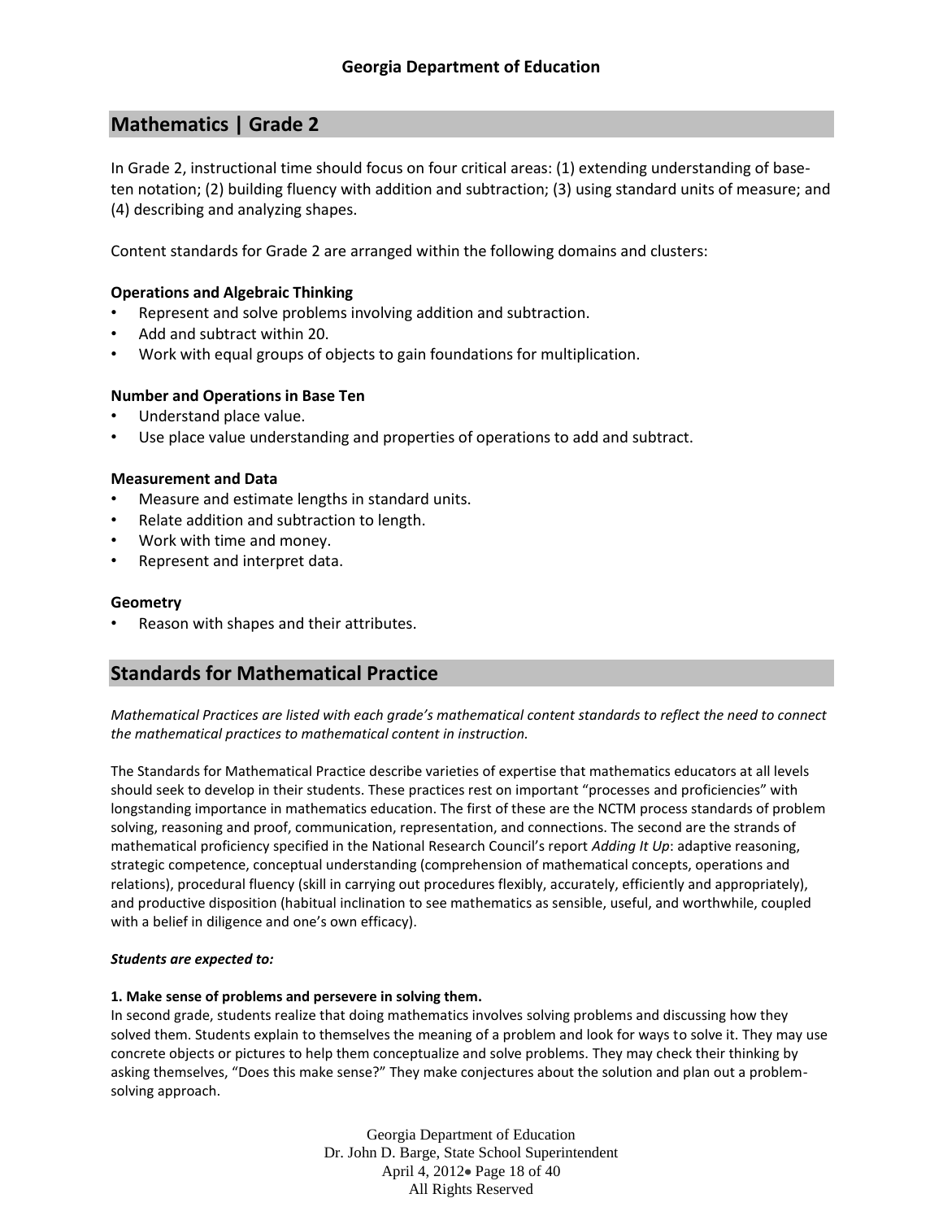## Mathematics | Grade 2

In Grade 2, instructional time should focus on four critical areas: (1) extending understanding of base-ten notation; (2) building fluency with addition and subtraction; (3) using standard units of measure; and (4) describing and analyzing shapes.

Content standards for Grade 2 are arranged within the following domains and clusters:

**Operations and Algebraic Thinking**

- Represent and solve problems involving addition and subtraction.
- Add and subtract within 20.
- Work with equal groups of objects to gain foundations for multiplication.

**Number and Operations in Base Ten**

- Understand place value.
- Use place value understanding and properties of operations to add and subtract.

**Measurement and Data**

- Measure and estimate lengths in standard units.
- Relate addition and subtraction to length.
- Work with time and money.
- Represent and interpret data.

**Geometry**

- Reason with shapes and their attributes.

## Standards for Mathematical Practice

*Mathematical Practices are listed with each grade's mathematical content standards to reflect the need to connect the mathematical practices to mathematical content in instruction.*

The Standards for Mathematical Practice describe varieties of expertise that mathematics educators at all levels should seek to develop in their students. These practices rest on important "processes and proficiencies" with longstanding importance in mathematics education. The first of these are the NCTM process standards of problem solving, reasoning and proof, communication, representation, and connections. The second are the strands of mathematical proficiency specified in the National Research Council's report *Adding It Up*: adaptive reasoning, strategic competence, conceptual understanding (comprehension of mathematical concepts, operations and relations), procedural fluency (skill in carrying out procedures flexibly, accurately, efficiently and appropriately), and productive disposition (habitual inclination to see mathematics as sensible, useful, and worthwhile, coupled with a belief in diligence and one's own efficacy).

***Students are expected to:***

**1. Make sense of problems and persevere in solving them.**

In second grade, students realize that doing mathematics involves solving problems and discussing how they solved them. Students explain to themselves the meaning of a problem and look for ways to solve it. They may use concrete objects or pictures to help them conceptualize and solve problems. They may check their thinking by asking themselves, "Does this make sense?" They make conjectures about the solution and plan out a problem-solving approach.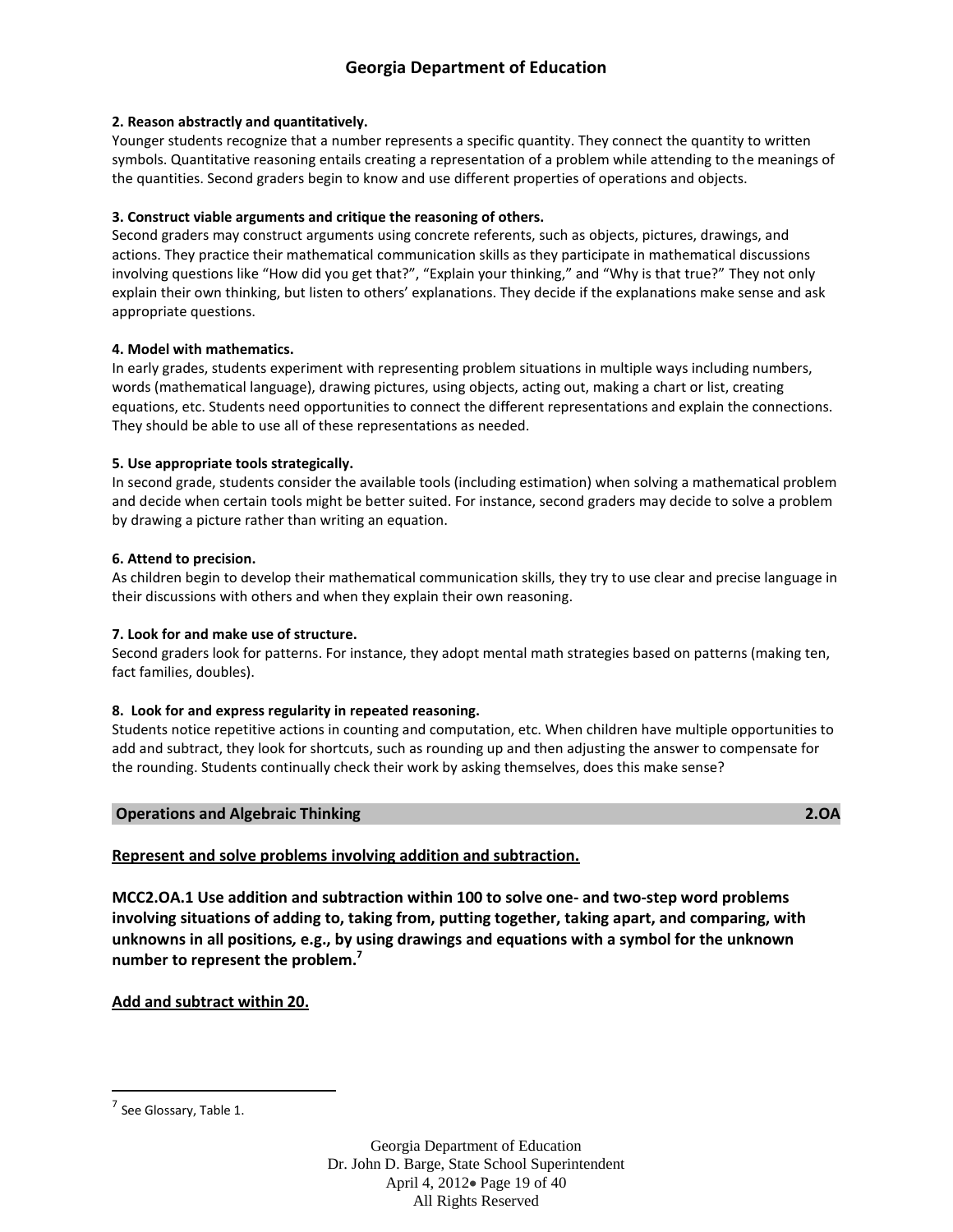**2. Reason abstractly and quantitatively.**
Younger students recognize that a number represents a specific quantity. They connect the quantity to written symbols. Quantitative reasoning entails creating a representation of a problem while attending to the meanings of the quantities. Second graders begin to know and use different properties of operations and objects.

**3. Construct viable arguments and critique the reasoning of others.**
Second graders may construct arguments using concrete referents, such as objects, pictures, drawings, and actions. They practice their mathematical communication skills as they participate in mathematical discussions involving questions like "How did you get that?", "Explain your thinking," and "Why is that true?" They not only explain their own thinking, but listen to others' explanations. They decide if the explanations make sense and ask appropriate questions.

**4. Model with mathematics.**
In early grades, students experiment with representing problem situations in multiple ways including numbers, words (mathematical language), drawing pictures, using objects, acting out, making a chart or list, creating equations, etc. Students need opportunities to connect the different representations and explain the connections. They should be able to use all of these representations as needed.

**5. Use appropriate tools strategically.**
In second grade, students consider the available tools (including estimation) when solving a mathematical problem and decide when certain tools might be better suited. For instance, second graders may decide to solve a problem by drawing a picture rather than writing an equation.

**6. Attend to precision.**
As children begin to develop their mathematical communication skills, they try to use clear and precise language in their discussions with others and when they explain their own reasoning.

**7. Look for and make use of structure.**
Second graders look for patterns. For instance, they adopt mental math strategies based on patterns (making ten, fact families, doubles).

**8. Look for and express regularity in repeated reasoning.**
Students notice repetitive actions in counting and computation, etc. When children have multiple opportunities to add and subtract, they look for shortcuts, such as rounding up and then adjusting the answer to compensate for the rounding. Students continually check their work by asking themselves, does this make sense?

## Operations and Algebraic Thinking — 2.OA

**Represent and solve problems involving addition and subtraction.**

**MCC2.OA.1 Use addition and subtraction within 100 to solve one- and two-step word problems involving situations of adding to, taking from, putting together, taking apart, and comparing, with unknowns in all positions, e.g., by using drawings and equations with a symbol for the unknown number to represent the problem.[7]**

**Add and subtract within 20.**

[7] See Glossary, Table 1.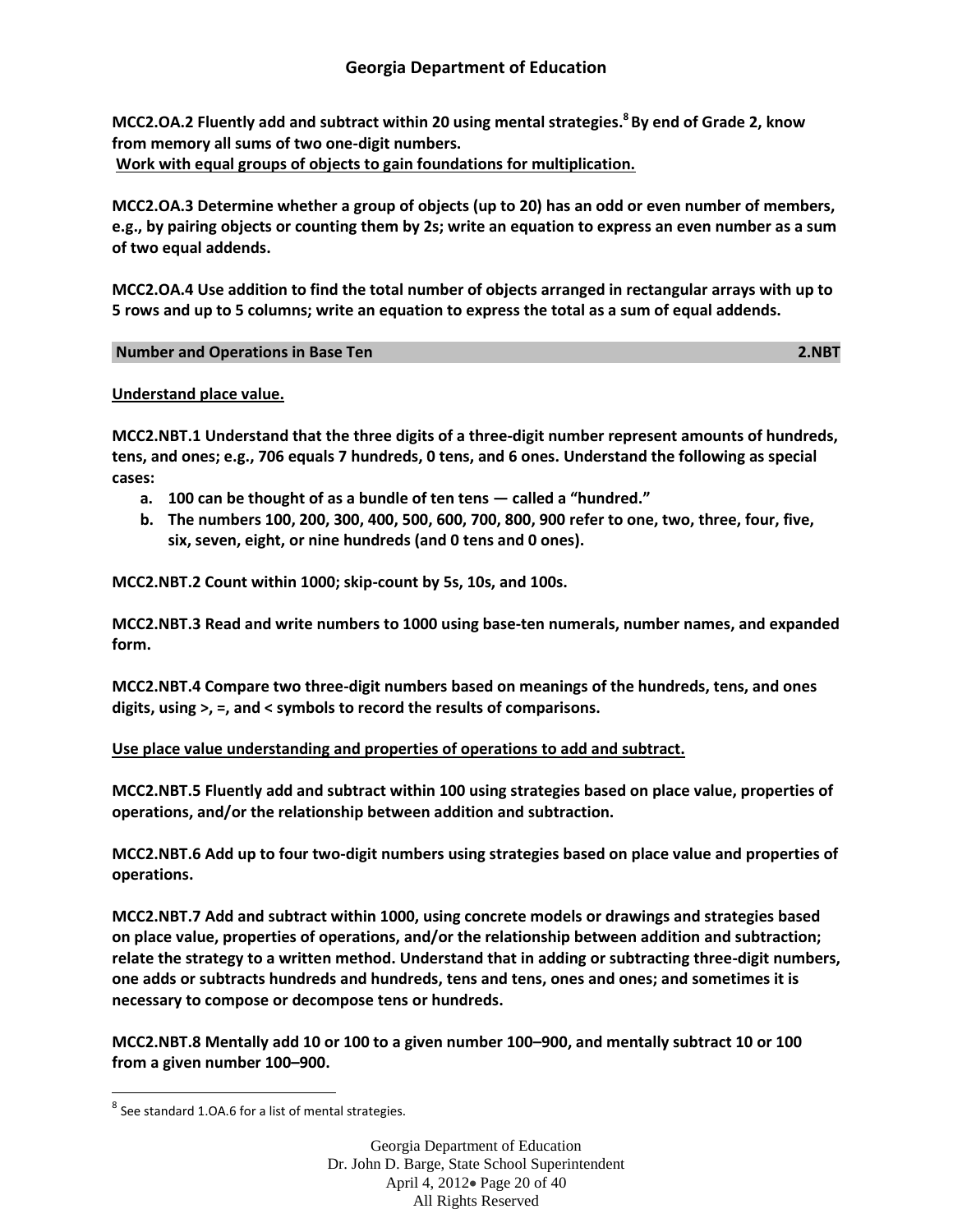**MCC2.OA.2 Fluently add and subtract within 20 using mental strategies.[8] By end of Grade 2, know from memory all sums of two one-digit numbers.**

**Work with equal groups of objects to gain foundations for multiplication.**

**MCC2.OA.3 Determine whether a group of objects (up to 20) has an odd or even number of members, e.g., by pairing objects or counting them by 2s; write an equation to express an even number as a sum of two equal addends.**

**MCC2.OA.4 Use addition to find the total number of objects arranged in rectangular arrays with up to 5 rows and up to 5 columns; write an equation to express the total as a sum of equal addends.**

## Number and Operations in Base Ten — 2.NBT

**Understand place value.**

**MCC2.NBT.1 Understand that the three digits of a three-digit number represent amounts of hundreds, tens, and ones; e.g., 706 equals 7 hundreds, 0 tens, and 6 ones. Understand the following as special cases:**

a. **100 can be thought of as a bundle of ten tens — called a "hundred."**
b. **The numbers 100, 200, 300, 400, 500, 600, 700, 800, 900 refer to one, two, three, four, five, six, seven, eight, or nine hundreds (and 0 tens and 0 ones).**

**MCC2.NBT.2 Count within 1000; skip-count by 5s, 10s, and 100s.**

**MCC2.NBT.3 Read and write numbers to 1000 using base-ten numerals, number names, and expanded form.**

**MCC2.NBT.4 Compare two three-digit numbers based on meanings of the hundreds, tens, and ones digits, using >, =, and < symbols to record the results of comparisons.**

**Use place value understanding and properties of operations to add and subtract.**

**MCC2.NBT.5 Fluently add and subtract within 100 using strategies based on place value, properties of operations, and/or the relationship between addition and subtraction.**

**MCC2.NBT.6 Add up to four two-digit numbers using strategies based on place value and properties of operations.**

**MCC2.NBT.7 Add and subtract within 1000, using concrete models or drawings and strategies based on place value, properties of operations, and/or the relationship between addition and subtraction; relate the strategy to a written method. Understand that in adding or subtracting three-digit numbers, one adds or subtracts hundreds and hundreds, tens and tens, ones and ones; and sometimes it is necessary to compose or decompose tens or hundreds.**

**MCC2.NBT.8 Mentally add 10 or 100 to a given number 100–900, and mentally subtract 10 or 100 from a given number 100–900.**

---

[8] See standard 1.OA.6 for a list of mental strategies.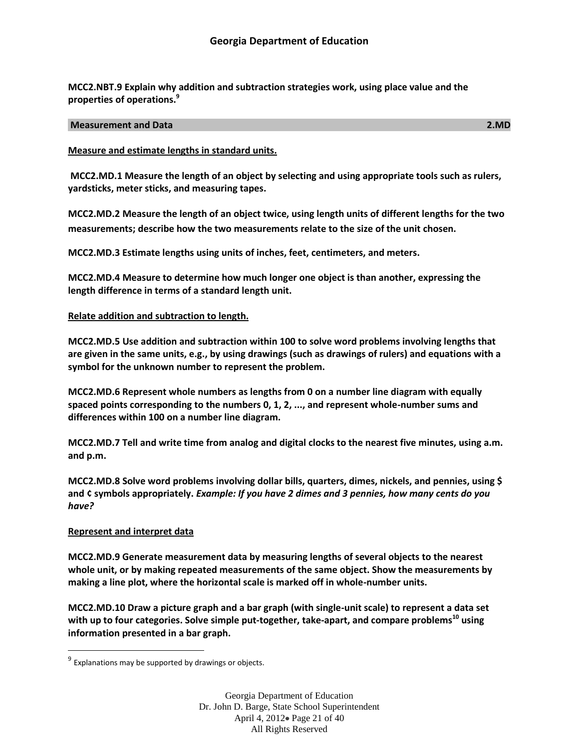**MCC2.NBT.9 Explain why addition and subtraction strategies work, using place value and the properties of operations.**[9]

## Measurement and Data 2.MD

**Measure and estimate lengths in standard units.**

**MCC2.MD.1 Measure the length of an object by selecting and using appropriate tools such as rulers, yardsticks, meter sticks, and measuring tapes.**

**MCC2.MD.2 Measure the length of an object twice, using length units of different lengths for the two measurements; describe how the two measurements relate to the size of the unit chosen.**

**MCC2.MD.3 Estimate lengths using units of inches, feet, centimeters, and meters.**

**MCC2.MD.4 Measure to determine how much longer one object is than another, expressing the length difference in terms of a standard length unit.**

**Relate addition and subtraction to length.**

**MCC2.MD.5 Use addition and subtraction within 100 to solve word problems involving lengths that are given in the same units, e.g., by using drawings (such as drawings of rulers) and equations with a symbol for the unknown number to represent the problem.**

**MCC2.MD.6 Represent whole numbers as lengths from 0 on a number line diagram with equally spaced points corresponding to the numbers 0, 1, 2, ..., and represent whole-number sums and differences within 100 on a number line diagram.**

**MCC2.MD.7 Tell and write time from analog and digital clocks to the nearest five minutes, using a.m. and p.m.**

**MCC2.MD.8 Solve word problems involving dollar bills, quarters, dimes, nickels, and pennies, using $ and ¢ symbols appropriately.** ***Example: If you have 2 dimes and 3 pennies, how many cents do you have?***

**Represent and interpret data**

**MCC2.MD.9 Generate measurement data by measuring lengths of several objects to the nearest whole unit, or by making repeated measurements of the same object. Show the measurements by making a line plot, where the horizontal scale is marked off in whole-number units.**

**MCC2.MD.10 Draw a picture graph and a bar graph (with single-unit scale) to represent a data set with up to four categories. Solve simple put-together, take-apart, and compare problems[10] using information presented in a bar graph.**

---

[9] Explanations may be supported by drawings or objects.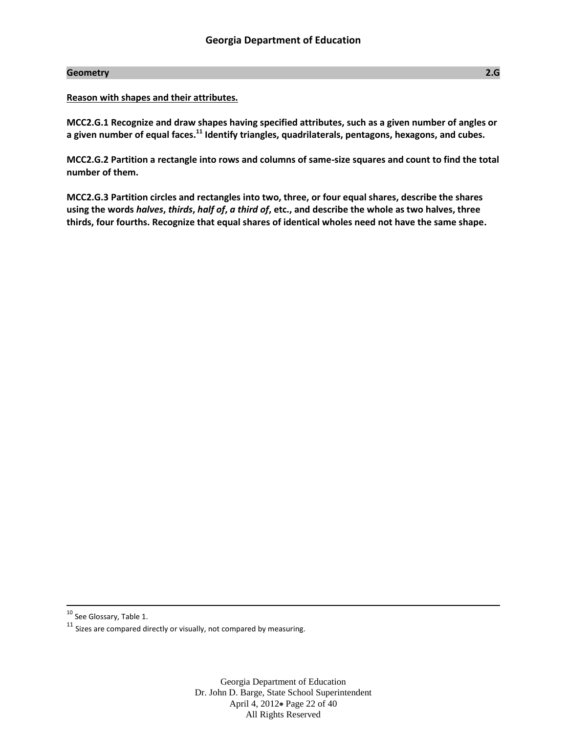**Geometry 2.G**

**Reason with shapes and their attributes.**

**MCC2.G.1 Recognize and draw shapes having specified attributes, such as a given number of angles or a given number of equal faces.[11] Identify triangles, quadrilaterals, pentagons, hexagons, and cubes.**

**MCC2.G.2 Partition a rectangle into rows and columns of same-size squares and count to find the total number of them.**

**MCC2.G.3 Partition circles and rectangles into two, three, or four equal shares, describe the shares using the words *halves*, *thirds*, *half of*, *a third of*, etc., and describe the whole as two halves, three thirds, four fourths. Recognize that equal shares of identical wholes need not have the same shape.**

---

[10] See Glossary, Table 1.

[11] Sizes are compared directly or visually, not compared by measuring.